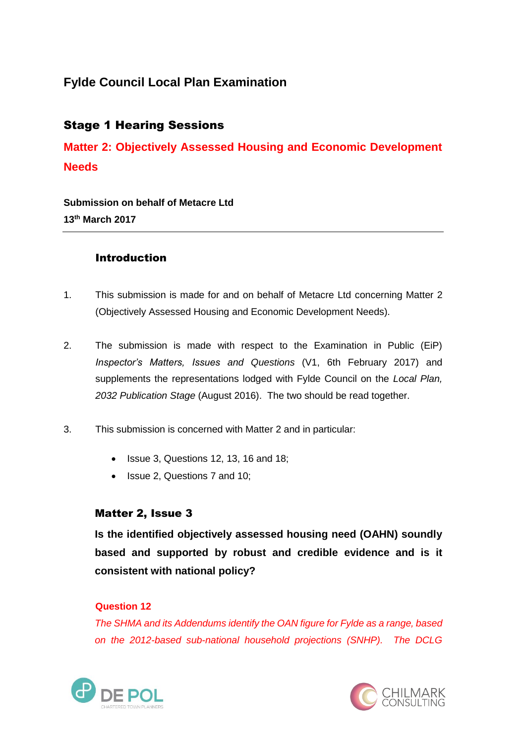# Fylde Council Local Plan Examination

## Stage 1 Hearing Sessions

## Matter 2: Objectively Assessed Housing and Economic Development Needs

**Submission on behalf of Metacre Ltd**
**13th March 2017**

---

### Introduction

1. This submission is made for and on behalf of Metacre Ltd concerning Matter 2 (Objectively Assessed Housing and Economic Development Needs).

2. The submission is made with respect to the Examination in Public (EiP) *Inspector's Matters, Issues and Questions* (V1, 6th February 2017) and supplements the representations lodged with Fylde Council on the *Local Plan, 2032 Publication Stage* (August 2016). The two should be read together.

3. This submission is concerned with Matter 2 and in particular:

   - Issue 3, Questions 12, 13, 16 and 18;
   - Issue 2, Questions 7 and 10;

### Matter 2, Issue 3

**Is the identified objectively assessed housing need (OAHN) soundly based and supported by robust and credible evidence and is it consistent with national policy?**

**Question 12**

*The SHMA and its Addendums identify the OAN figure for Fylde as a range, based on the 2012-based sub-national household projections (SNHP). The DCLG*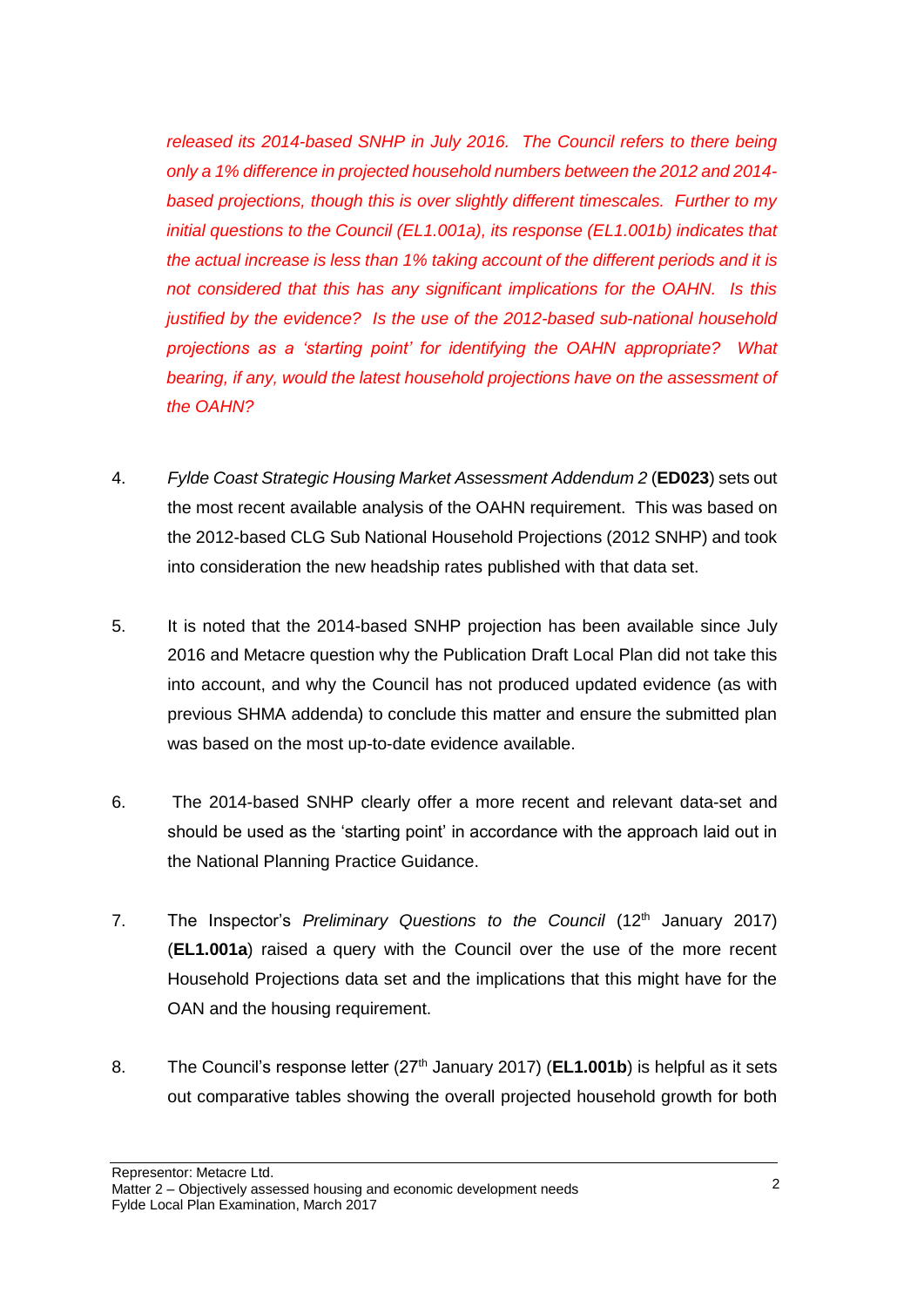*released its 2014-based SNHP in July 2016. The Council refers to there being only a 1% difference in projected household numbers between the 2012 and 2014-based projections, though this is over slightly different timescales. Further to my initial questions to the Council (EL1.001a), its response (EL1.001b) indicates that the actual increase is less than 1% taking account of the different periods and it is not considered that this has any significant implications for the OAHN. Is this justified by the evidence? Is the use of the 2012-based sub-national household projections as a 'starting point' for identifying the OAHN appropriate? What bearing, if any, would the latest household projections have on the assessment of the OAHN?*

4. *Fylde Coast Strategic Housing Market Assessment Addendum 2* (**ED023**) sets out the most recent available analysis of the OAHN requirement. This was based on the 2012-based CLG Sub National Household Projections (2012 SNHP) and took into consideration the new headship rates published with that data set.

5. It is noted that the 2014-based SNHP projection has been available since July 2016 and Metacre question why the Publication Draft Local Plan did not take this into account, and why the Council has not produced updated evidence (as with previous SHMA addenda) to conclude this matter and ensure the submitted plan was based on the most up-to-date evidence available.

6. The 2014-based SNHP clearly offer a more recent and relevant data-set and should be used as the 'starting point' in accordance with the approach laid out in the National Planning Practice Guidance.

7. The Inspector's *Preliminary Questions to the Council* (12th January 2017) (**EL1.001a**) raised a query with the Council over the use of the more recent Household Projections data set and the implications that this might have for the OAN and the housing requirement.

8. The Council's response letter (27th January 2017) (**EL1.001b**) is helpful as it sets out comparative tables showing the overall projected household growth for both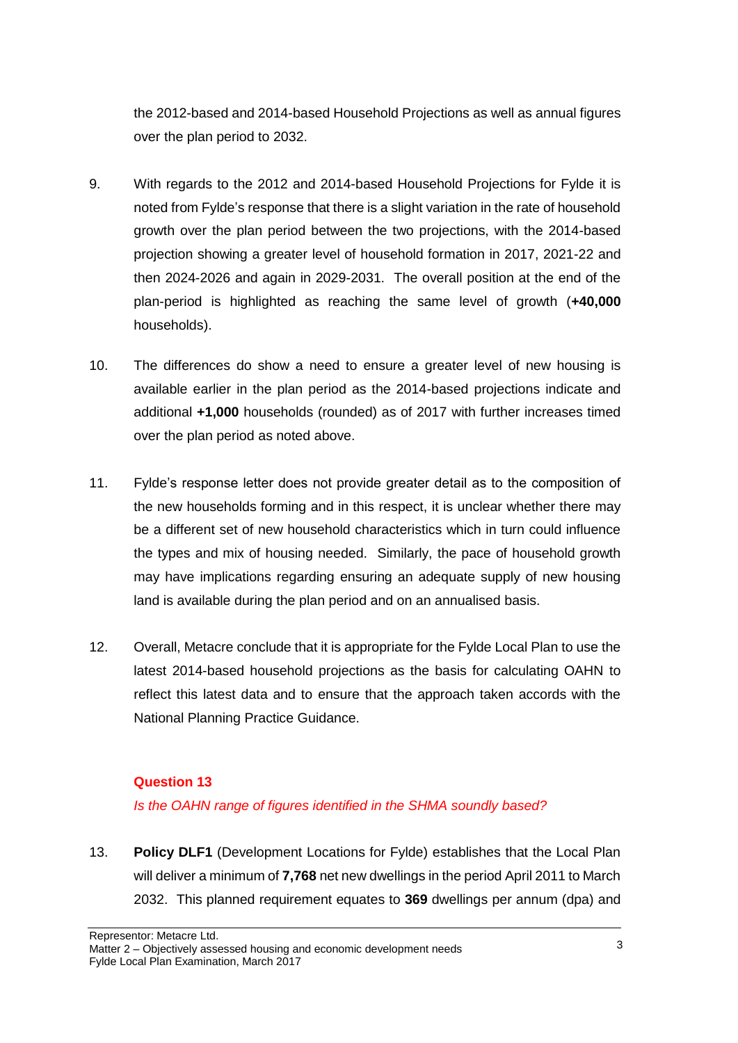the 2012-based and 2014-based Household Projections as well as annual figures over the plan period to 2032.

9. With regards to the 2012 and 2014-based Household Projections for Fylde it is noted from Fylde's response that there is a slight variation in the rate of household growth over the plan period between the two projections, with the 2014-based projection showing a greater level of household formation in 2017, 2021-22 and then 2024-2026 and again in 2029-2031. The overall position at the end of the plan-period is highlighted as reaching the same level of growth (**+40,000** households).

10. The differences do show a need to ensure a greater level of new housing is available earlier in the plan period as the 2014-based projections indicate and additional **+1,000** households (rounded) as of 2017 with further increases timed over the plan period as noted above.

11. Fylde's response letter does not provide greater detail as to the composition of the new households forming and in this respect, it is unclear whether there may be a different set of new household characteristics which in turn could influence the types and mix of housing needed. Similarly, the pace of household growth may have implications regarding ensuring an adequate supply of new housing land is available during the plan period and on an annualised basis.

12. Overall, Metacre conclude that it is appropriate for the Fylde Local Plan to use the latest 2014-based household projections as the basis for calculating OAHN to reflect this latest data and to ensure that the approach taken accords with the National Planning Practice Guidance.

### Question 13

*Is the OAHN range of figures identified in the SHMA soundly based?*

13. **Policy DLF1** (Development Locations for Fylde) establishes that the Local Plan will deliver a minimum of **7,768** net new dwellings in the period April 2011 to March 2032. This planned requirement equates to **369** dwellings per annum (dpa) and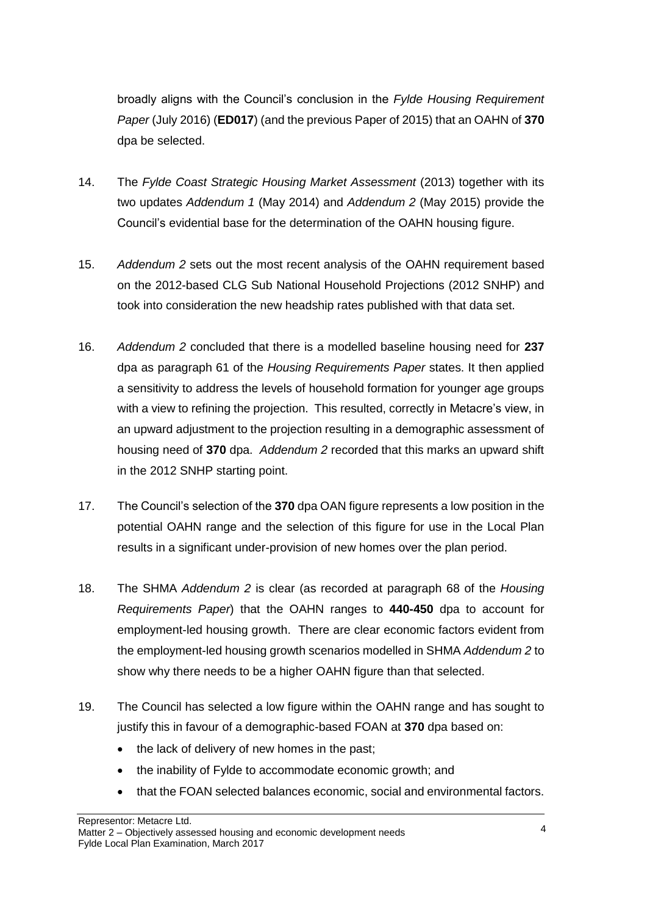broadly aligns with the Council's conclusion in the *Fylde Housing Requirement Paper* (July 2016) (**ED017**) (and the previous Paper of 2015) that an OAHN of **370** dpa be selected.

14. The *Fylde Coast Strategic Housing Market Assessment* (2013) together with its two updates *Addendum 1* (May 2014) and *Addendum 2* (May 2015) provide the Council's evidential base for the determination of the OAHN housing figure.

15. *Addendum 2* sets out the most recent analysis of the OAHN requirement based on the 2012-based CLG Sub National Household Projections (2012 SNHP) and took into consideration the new headship rates published with that data set.

16. *Addendum 2* concluded that there is a modelled baseline housing need for **237** dpa as paragraph 61 of the *Housing Requirements Paper* states. It then applied a sensitivity to address the levels of household formation for younger age groups with a view to refining the projection. This resulted, correctly in Metacre's view, in an upward adjustment to the projection resulting in a demographic assessment of housing need of **370** dpa. *Addendum 2* recorded that this marks an upward shift in the 2012 SNHP starting point.

17. The Council's selection of the **370** dpa OAN figure represents a low position in the potential OAHN range and the selection of this figure for use in the Local Plan results in a significant under-provision of new homes over the plan period.

18. The SHMA *Addendum 2* is clear (as recorded at paragraph 68 of the *Housing Requirements Paper*) that the OAHN ranges to **440-450** dpa to account for employment-led housing growth. There are clear economic factors evident from the employment-led housing growth scenarios modelled in SHMA *Addendum 2* to show why there needs to be a higher OAHN figure than that selected.

19. The Council has selected a low figure within the OAHN range and has sought to justify this in favour of a demographic-based FOAN at **370** dpa based on:
    - the lack of delivery of new homes in the past;
    - the inability of Fylde to accommodate economic growth; and
    - that the FOAN selected balances economic, social and environmental factors.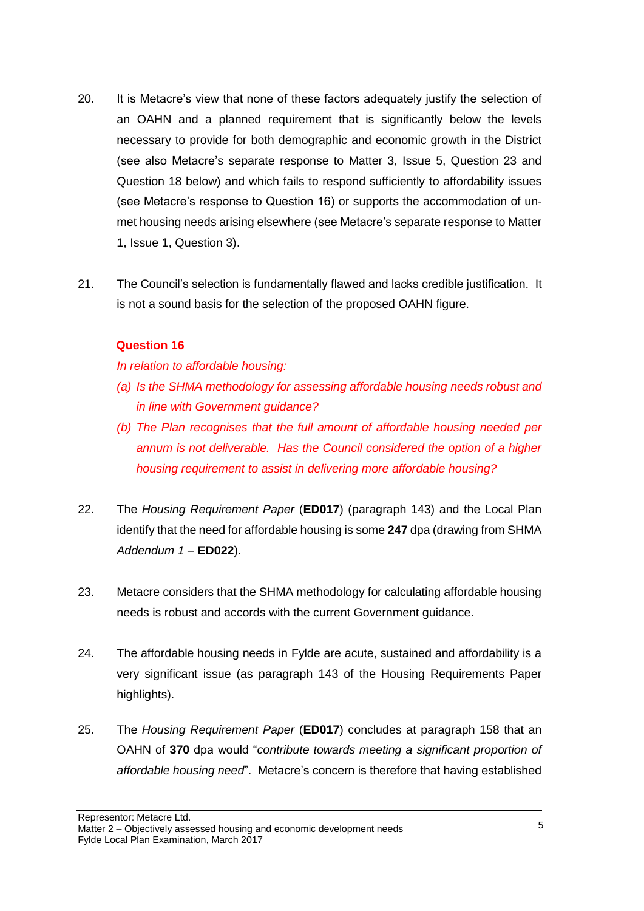20. It is Metacre's view that none of these factors adequately justify the selection of an OAHN and a planned requirement that is significantly below the levels necessary to provide for both demographic and economic growth in the District (see also Metacre's separate response to Matter 3, Issue 5, Question 23 and Question 18 below) and which fails to respond sufficiently to affordability issues (see Metacre's response to Question 16) or supports the accommodation of un-met housing needs arising elsewhere (see Metacre's separate response to Matter 1, Issue 1, Question 3).

21. The Council's selection is fundamentally flawed and lacks credible justification. It is not a sound basis for the selection of the proposed OAHN figure.

### Question 16

*In relation to affordable housing:*

*(a) Is the SHMA methodology for assessing affordable housing needs robust and in line with Government guidance?*

*(b) The Plan recognises that the full amount of affordable housing needed per annum is not deliverable. Has the Council considered the option of a higher housing requirement to assist in delivering more affordable housing?*

22. The *Housing Requirement Paper* (**ED017**) (paragraph 143) and the Local Plan identify that the need for affordable housing is some **247** dpa (drawing from SHMA *Addendum 1* – **ED022**).

23. Metacre considers that the SHMA methodology for calculating affordable housing needs is robust and accords with the current Government guidance.

24. The affordable housing needs in Fylde are acute, sustained and affordability is a very significant issue (as paragraph 143 of the Housing Requirements Paper highlights).

25. The *Housing Requirement Paper* (**ED017**) concludes at paragraph 158 that an OAHN of **370** dpa would "*contribute towards meeting a significant proportion of affordable housing need*". Metacre's concern is therefore that having established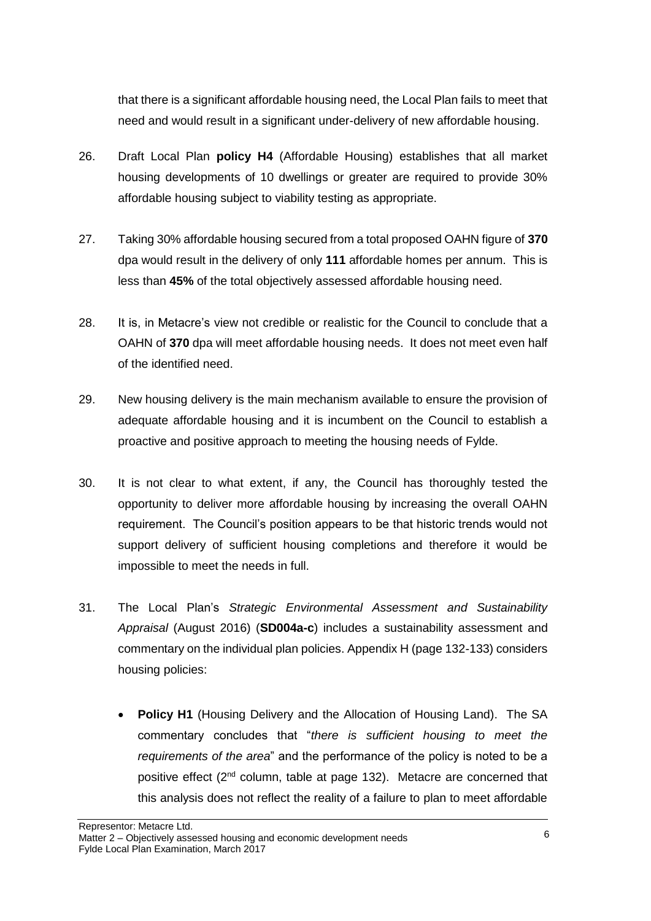that there is a significant affordable housing need, the Local Plan fails to meet that need and would result in a significant under-delivery of new affordable housing.

26. Draft Local Plan **policy H4** (Affordable Housing) establishes that all market housing developments of 10 dwellings or greater are required to provide 30% affordable housing subject to viability testing as appropriate.

27. Taking 30% affordable housing secured from a total proposed OAHN figure of **370** dpa would result in the delivery of only **111** affordable homes per annum. This is less than **45%** of the total objectively assessed affordable housing need.

28. It is, in Metacre's view not credible or realistic for the Council to conclude that a OAHN of **370** dpa will meet affordable housing needs. It does not meet even half of the identified need.

29. New housing delivery is the main mechanism available to ensure the provision of adequate affordable housing and it is incumbent on the Council to establish a proactive and positive approach to meeting the housing needs of Fylde.

30. It is not clear to what extent, if any, the Council has thoroughly tested the opportunity to deliver more affordable housing by increasing the overall OAHN requirement. The Council's position appears to be that historic trends would not support delivery of sufficient housing completions and therefore it would be impossible to meet the needs in full.

31. The Local Plan's *Strategic Environmental Assessment and Sustainability Appraisal* (August 2016) (**SD004a-c**) includes a sustainability assessment and commentary on the individual plan policies. Appendix H (page 132-133) considers housing policies:

    - **Policy H1** (Housing Delivery and the Allocation of Housing Land). The SA commentary concludes that "*there is sufficient housing to meet the requirements of the area*" and the performance of the policy is noted to be a positive effect (2nd column, table at page 132). Metacre are concerned that this analysis does not reflect the reality of a failure to plan to meet affordable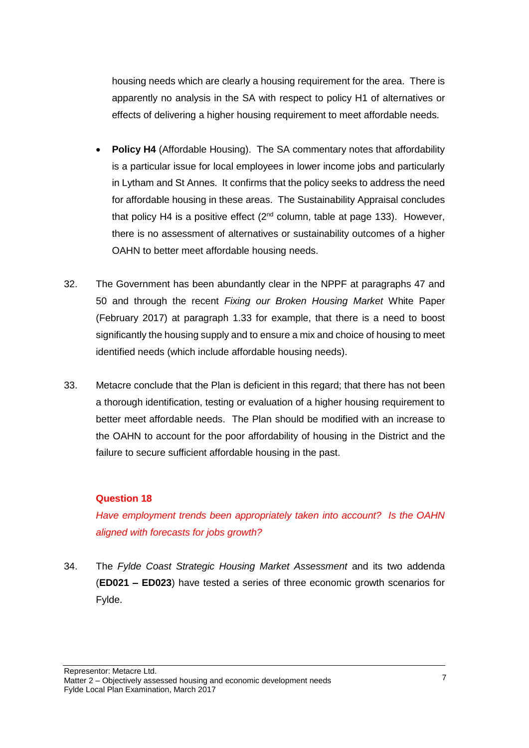housing needs which are clearly a housing requirement for the area. There is apparently no analysis in the SA with respect to policy H1 of alternatives or effects of delivering a higher housing requirement to meet affordable needs.

- **Policy H4** (Affordable Housing). The SA commentary notes that affordability is a particular issue for local employees in lower income jobs and particularly in Lytham and St Annes. It confirms that the policy seeks to address the need for affordable housing in these areas. The Sustainability Appraisal concludes that policy H4 is a positive effect (2nd column, table at page 133). However, there is no assessment of alternatives or sustainability outcomes of a higher OAHN to better meet affordable housing needs.

32. The Government has been abundantly clear in the NPPF at paragraphs 47 and 50 and through the recent *Fixing our Broken Housing Market* White Paper (February 2017) at paragraph 1.33 for example, that there is a need to boost significantly the housing supply and to ensure a mix and choice of housing to meet identified needs (which include affordable housing needs).

33. Metacre conclude that the Plan is deficient in this regard; that there has not been a thorough identification, testing or evaluation of a higher housing requirement to better meet affordable needs. The Plan should be modified with an increase to the OAHN to account for the poor affordability of housing in the District and the failure to secure sufficient affordable housing in the past.

**Question 18**

*Have employment trends been appropriately taken into account? Is the OAHN aligned with forecasts for jobs growth?*

34. The *Fylde Coast Strategic Housing Market Assessment* and its two addenda (**ED021 – ED023**) have tested a series of three economic growth scenarios for Fylde.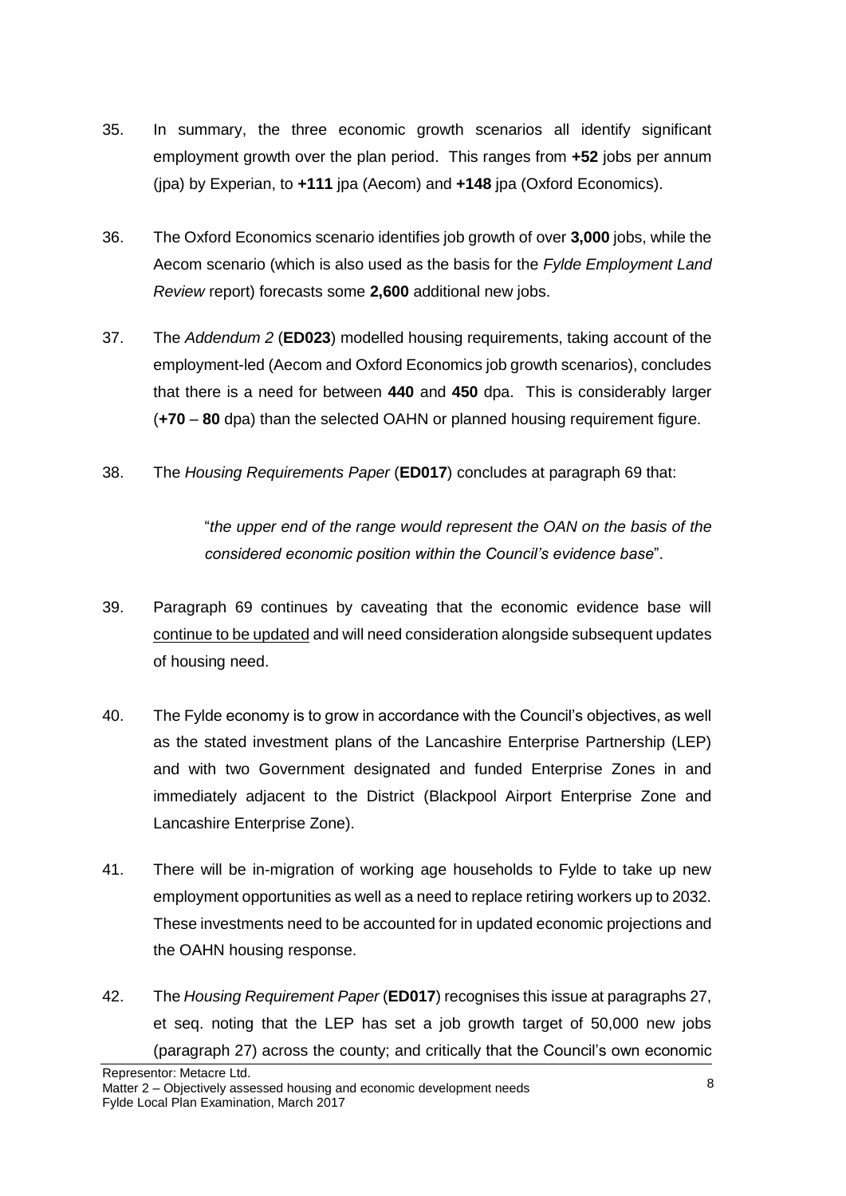35. In summary, the three economic growth scenarios all identify significant employment growth over the plan period. This ranges from **+52** jobs per annum (jpa) by Experian, to **+111** jpa (Aecom) and **+148** jpa (Oxford Economics).

36. The Oxford Economics scenario identifies job growth of over **3,000** jobs, while the Aecom scenario (which is also used as the basis for the *Fylde Employment Land Review* report) forecasts some **2,600** additional new jobs.

37. The *Addendum 2* (**ED023**) modelled housing requirements, taking account of the employment-led (Aecom and Oxford Economics job growth scenarios), concludes that there is a need for between **440** and **450** dpa. This is considerably larger (**+70** – **80** dpa) than the selected OAHN or planned housing requirement figure.

38. The *Housing Requirements Paper* (**ED017**) concludes at paragraph 69 that:

    "*the upper end of the range would represent the OAN on the basis of the considered economic position within the Council's evidence base*".

39. Paragraph 69 continues by caveating that the economic evidence base will <u>continue to be updated</u> and will need consideration alongside subsequent updates of housing need.

40. The Fylde economy is to grow in accordance with the Council's objectives, as well as the stated investment plans of the Lancashire Enterprise Partnership (LEP) and with two Government designated and funded Enterprise Zones in and immediately adjacent to the District (Blackpool Airport Enterprise Zone and Lancashire Enterprise Zone).

41. There will be in-migration of working age households to Fylde to take up new employment opportunities as well as a need to replace retiring workers up to 2032. These investments need to be accounted for in updated economic projections and the OAHN housing response.

42. The *Housing Requirement Paper* (**ED017**) recognises this issue at paragraphs 27, et seq. noting that the LEP has set a job growth target of 50,000 new jobs (paragraph 27) across the county; and critically that the Council's own economic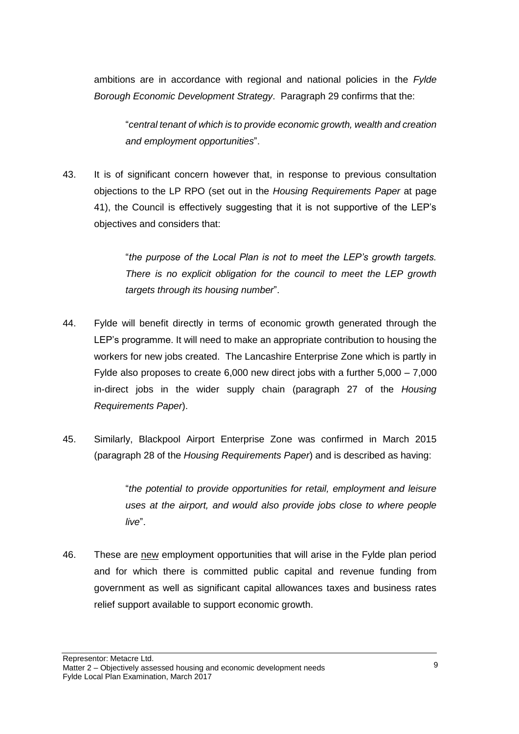ambitions are in accordance with regional and national policies in the *Fylde Borough Economic Development Strategy*. Paragraph 29 confirms that the:

> "*central tenant of which is to provide economic growth, wealth and creation and employment opportunities*".

43. It is of significant concern however that, in response to previous consultation objections to the LP RPO (set out in the *Housing Requirements Paper* at page 41), the Council is effectively suggesting that it is not supportive of the LEP's objectives and considers that:

> "*the purpose of the Local Plan is not to meet the LEP's growth targets. There is no explicit obligation for the council to meet the LEP growth targets through its housing number*".

44. Fylde will benefit directly in terms of economic growth generated through the LEP's programme. It will need to make an appropriate contribution to housing the workers for new jobs created. The Lancashire Enterprise Zone which is partly in Fylde also proposes to create 6,000 new direct jobs with a further 5,000 – 7,000 in-direct jobs in the wider supply chain (paragraph 27 of the *Housing Requirements Paper*).

45. Similarly, Blackpool Airport Enterprise Zone was confirmed in March 2015 (paragraph 28 of the *Housing Requirements Paper*) and is described as having:

> "*the potential to provide opportunities for retail, employment and leisure uses at the airport, and would also provide jobs close to where people live*".

46. These are <u>new</u> employment opportunities that will arise in the Fylde plan period and for which there is committed public capital and revenue funding from government as well as significant capital allowances taxes and business rates relief support available to support economic growth.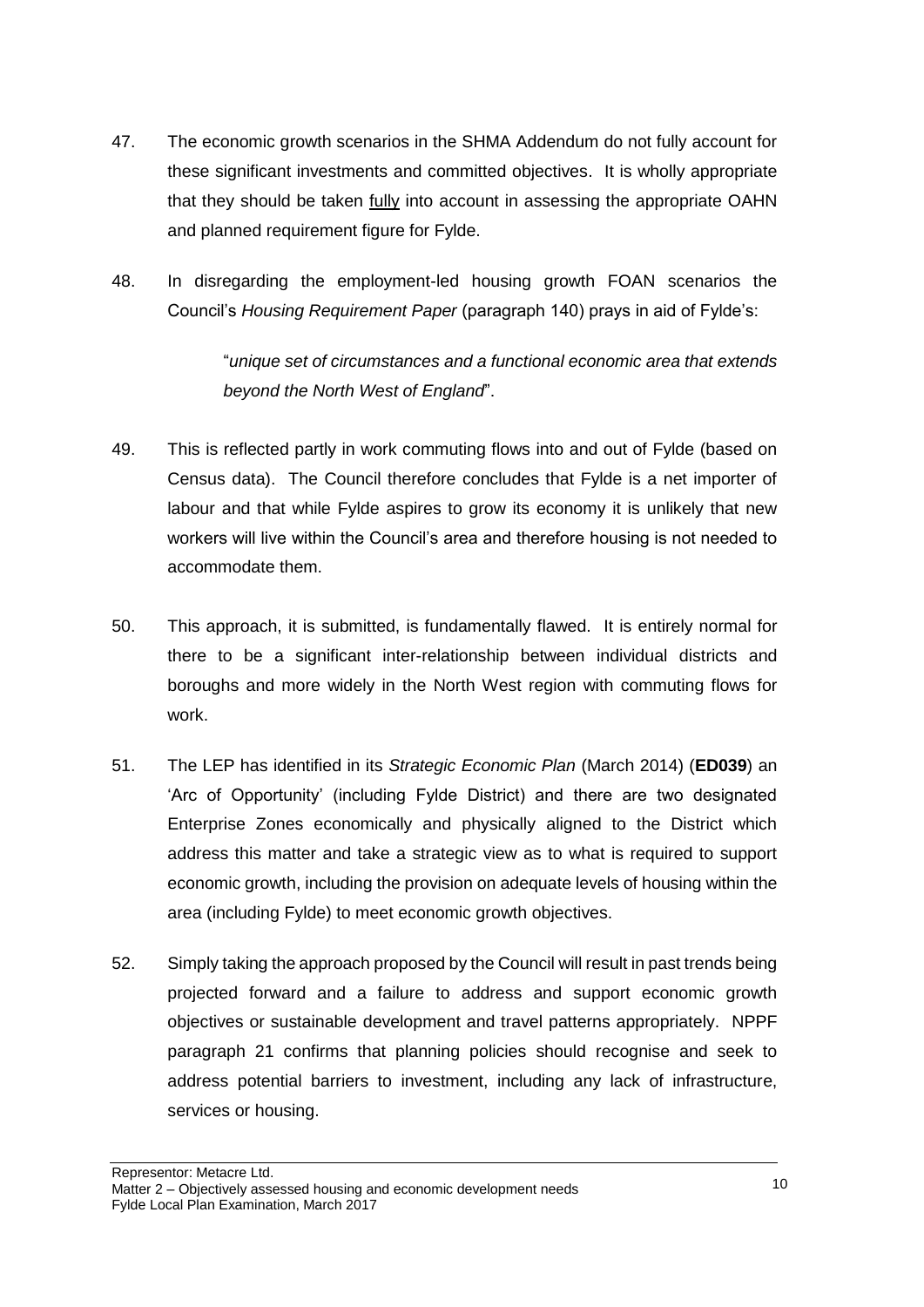47. The economic growth scenarios in the SHMA Addendum do not fully account for these significant investments and committed objectives. It is wholly appropriate that they should be taken <u>fully</u> into account in assessing the appropriate OAHN and planned requirement figure for Fylde.

48. In disregarding the employment-led housing growth FOAN scenarios the Council's *Housing Requirement Paper* (paragraph 140) prays in aid of Fylde's:

> "*unique set of circumstances and a functional economic area that extends beyond the North West of England*".

49. This is reflected partly in work commuting flows into and out of Fylde (based on Census data). The Council therefore concludes that Fylde is a net importer of labour and that while Fylde aspires to grow its economy it is unlikely that new workers will live within the Council's area and therefore housing is not needed to accommodate them.

50. This approach, it is submitted, is fundamentally flawed. It is entirely normal for there to be a significant inter-relationship between individual districts and boroughs and more widely in the North West region with commuting flows for work.

51. The LEP has identified in its *Strategic Economic Plan* (March 2014) (**ED039**) an 'Arc of Opportunity' (including Fylde District) and there are two designated Enterprise Zones economically and physically aligned to the District which address this matter and take a strategic view as to what is required to support economic growth, including the provision on adequate levels of housing within the area (including Fylde) to meet economic growth objectives.

52. Simply taking the approach proposed by the Council will result in past trends being projected forward and a failure to address and support economic growth objectives or sustainable development and travel patterns appropriately. NPPF paragraph 21 confirms that planning policies should recognise and seek to address potential barriers to investment, including any lack of infrastructure, services or housing.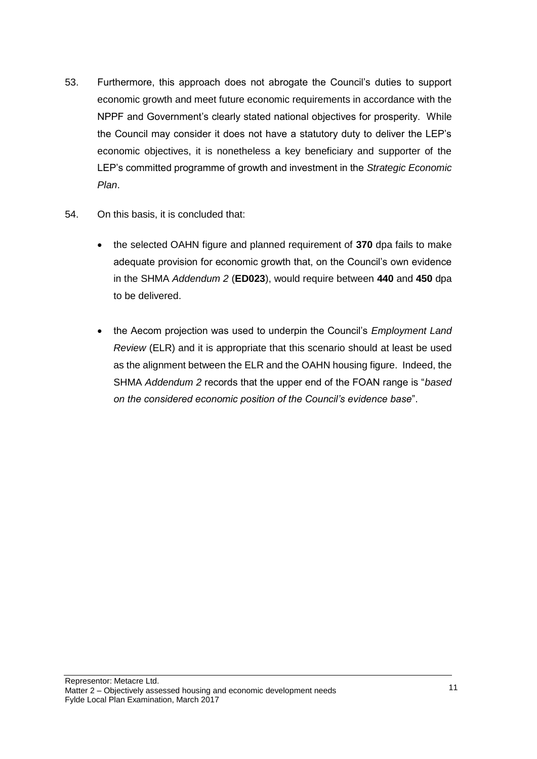53. Furthermore, this approach does not abrogate the Council's duties to support economic growth and meet future economic requirements in accordance with the NPPF and Government's clearly stated national objectives for prosperity. While the Council may consider it does not have a statutory duty to deliver the LEP's economic objectives, it is nonetheless a key beneficiary and supporter of the LEP's committed programme of growth and investment in the *Strategic Economic Plan*.

54. On this basis, it is concluded that:

- the selected OAHN figure and planned requirement of **370** dpa fails to make adequate provision for economic growth that, on the Council's own evidence in the SHMA *Addendum 2* (**ED023**), would require between **440** and **450** dpa to be delivered.

- the Aecom projection was used to underpin the Council's *Employment Land Review* (ELR) and it is appropriate that this scenario should at least be used as the alignment between the ELR and the OAHN housing figure. Indeed, the SHMA *Addendum 2* records that the upper end of the FOAN range is "*based on the considered economic position of the Council's evidence base*".